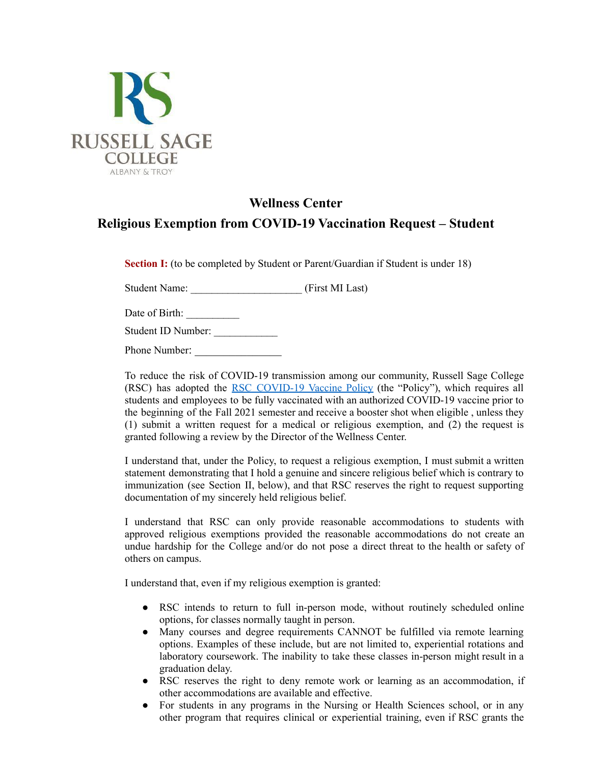RUSSELL SAGE COLLEGE
ALBANY & TROY

# Wellness Center

## Religious Exemption from COVID-19 Vaccination Request – Student

**Section I:** (to be completed by Student or Parent/Guardian if Student is under 18)

Student Name: ____________________ (First MI Last)

Date of Birth: __________

Student ID Number: ____________

Phone Number: ________________

To reduce the risk of COVID-19 transmission among our community, Russell Sage College (RSC) has adopted the [RSC COVID-19 Vaccine Policy](#) (the "Policy"), which requires all students and employees to be fully vaccinated with an authorized COVID-19 vaccine prior to the beginning of the Fall 2021 semester and receive a booster shot when eligible , unless they (1) submit a written request for a medical or religious exemption, and (2) the request is granted following a review by the Director of the Wellness Center.

I understand that, under the Policy, to request a religious exemption, I must submit a written statement demonstrating that I hold a genuine and sincere religious belief which is contrary to immunization (see Section II, below), and that RSC reserves the right to request supporting documentation of my sincerely held religious belief.

I understand that RSC can only provide reasonable accommodations to students with approved religious exemptions provided the reasonable accommodations do not create an undue hardship for the College and/or do not pose a direct threat to the health or safety of others on campus.

I understand that, even if my religious exemption is granted:

- RSC intends to return to full in-person mode, without routinely scheduled online options, for classes normally taught in person.
- Many courses and degree requirements CANNOT be fulfilled via remote learning options. Examples of these include, but are not limited to, experiential rotations and laboratory coursework. The inability to take these classes in-person might result in a graduation delay.
- RSC reserves the right to deny remote work or learning as an accommodation, if other accommodations are available and effective.
- For students in any programs in the Nursing or Health Sciences school, or in any other program that requires clinical or experiential training, even if RSC grants the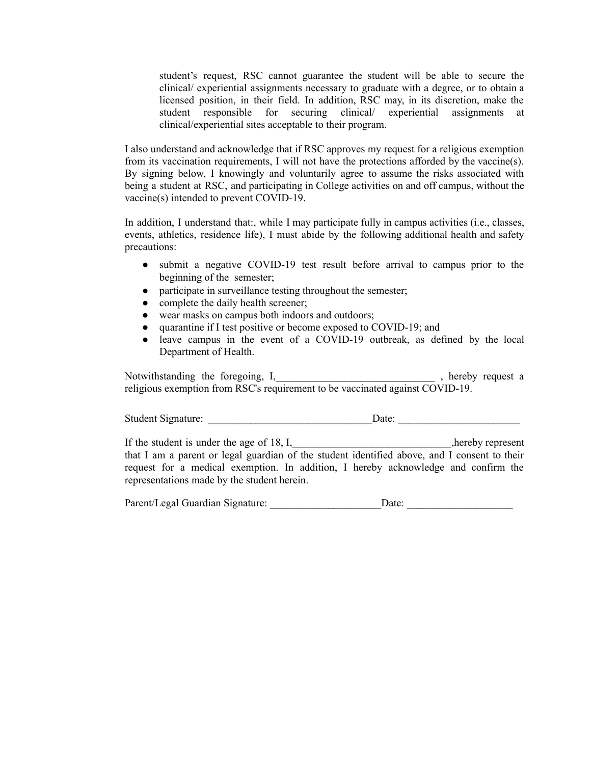student's request, RSC cannot guarantee the student will be able to secure the clinical/ experiential assignments necessary to graduate with a degree, or to obtain a licensed position, in their field. In addition, RSC may, in its discretion, make the student responsible for securing clinical/ experiential assignments at clinical/experiential sites acceptable to their program.

I also understand and acknowledge that if RSC approves my request for a religious exemption from its vaccination requirements, I will not have the protections afforded by the vaccine(s). By signing below, I knowingly and voluntarily agree to assume the risks associated with being a student at RSC, and participating in College activities on and off campus, without the vaccine(s) intended to prevent COVID-19.

In addition, I understand that:, while I may participate fully in campus activities (i.e., classes, events, athletics, residence life), I must abide by the following additional health and safety precautions:

- submit a negative COVID-19 test result before arrival to campus prior to the beginning of the semester;
- participate in surveillance testing throughout the semester;
- complete the daily health screener;
- wear masks on campus both indoors and outdoors;
- quarantine if I test positive or become exposed to COVID-19; and
- leave campus in the event of a COVID-19 outbreak, as defined by the local Department of Health.

Notwithstanding the foregoing, I,______________________________ , hereby request a religious exemption from RSC's requirement to be vaccinated against COVID-19.

Student Signature: _______________________________Date: _______________________

If the student is under the age of 18, I,______________________________,hereby represent that I am a parent or legal guardian of the student identified above, and I consent to their request for a medical exemption. In addition, I hereby acknowledge and confirm the representations made by the student herein.

Parent/Legal Guardian Signature: _____________________Date: ____________________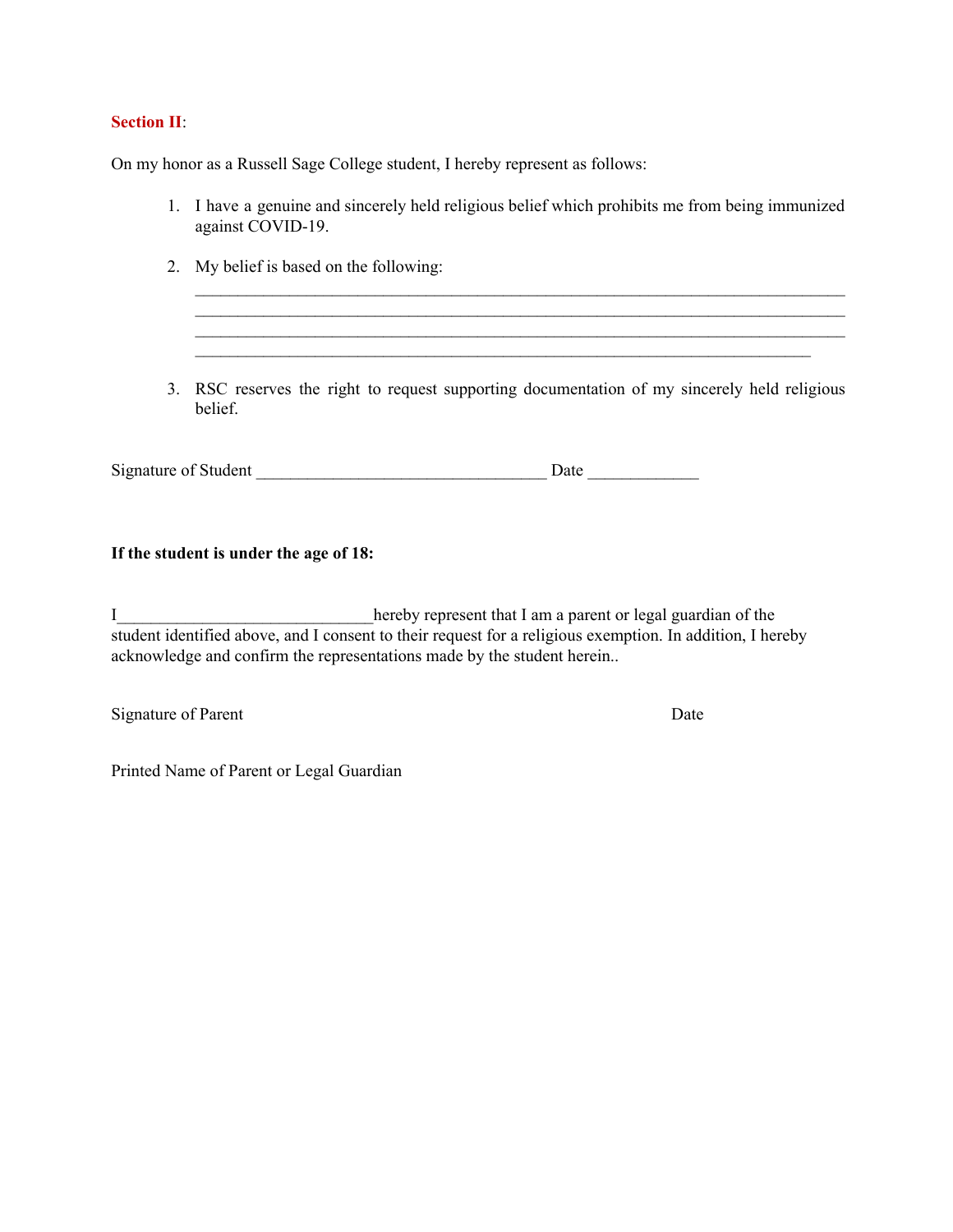**Section II**:

On my honor as a Russell Sage College student, I hereby represent as follows:

1. I have a genuine and sincerely held religious belief which prohibits me from being immunized against COVID-19.

2. My belief is based on the following:
   ________________________________________________________________________________
   ________________________________________________________________________________
   ________________________________________________________________________________
   ____________________________________________________________________________

3. RSC reserves the right to request supporting documentation of my sincerely held religious belief.

Signature of Student ____________________________________ Date _____________

**If the student is under the age of 18:**

I______________________________hereby represent that I am a parent or legal guardian of the student identified above, and I consent to their request for a religious exemption. In addition, I hereby acknowledge and confirm the representations made by the student herein..

Signature of Parent Date

Printed Name of Parent or Legal Guardian